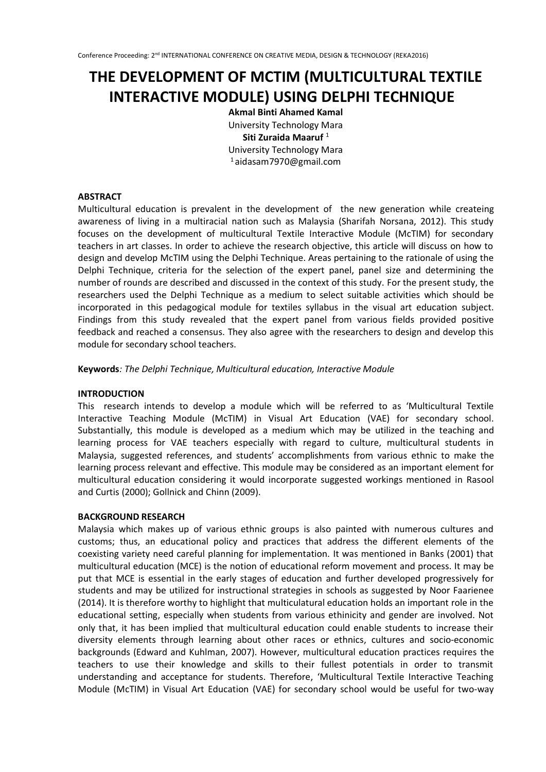# THE DEVELOPMENT OF MCTIM (MULTICULTURAL TEXTILE INTERACTIVE MODULE) USING DELPHI TECHNIQUE

**Akmal Binti Ahamed Kamal**
University Technology Mara
**Siti Zuraida Maaruf** [1]
University Technology Mara
[1] aidasam7970@gmail.com

## ABSTRACT

Multicultural education is prevalent in the development of the new generation while createing awareness of living in a multiracial nation such as Malaysia (Sharifah Norsana, 2012). This study focuses on the development of multicultural Textile Interactive Module (McTIM) for secondary teachers in art classes. In order to achieve the research objective, this article will discuss on how to design and develop McTIM using the Delphi Technique. Areas pertaining to the rationale of using the Delphi Technique, criteria for the selection of the expert panel, panel size and determining the number of rounds are described and discussed in the context of this study. For the present study, the researchers used the Delphi Technique as a medium to select suitable activities which should be incorporated in this pedagogical module for textiles syllabus in the visual art education subject. Findings from this study revealed that the expert panel from various fields provided positive feedback and reached a consensus. They also agree with the researchers to design and develop this module for secondary school teachers.

**Keywords**: *The Delphi Technique, Multicultural education, Interactive Module*

## INTRODUCTION

This research intends to develop a module which will be referred to as 'Multicultural Textile Interactive Teaching Module (McTIM) in Visual Art Education (VAE) for secondary school. Substantially, this module is developed as a medium which may be utilized in the teaching and learning process for VAE teachers especially with regard to culture, multicultural students in Malaysia, suggested references, and students' accomplishments from various ethnic to make the learning process relevant and effective. This module may be considered as an important element for multicultural education considering it would incorporate suggested workings mentioned in Rasool and Curtis (2000); Gollnick and Chinn (2009).

## BACKGROUND RESEARCH

Malaysia which makes up of various ethnic groups is also painted with numerous cultures and customs; thus, an educational policy and practices that address the different elements of the coexisting variety need careful planning for implementation. It was mentioned in Banks (2001) that multicultural education (MCE) is the notion of educational reform movement and process. It may be put that MCE is essential in the early stages of education and further developed progressively for students and may be utilized for instructional strategies in schools as suggested by Noor Faarienee (2014). It is therefore worthy to highlight that multiculatural education holds an important role in the educational setting, especially when students from various ethinicity and gender are involved. Not only that, it has been implied that multicultural education could enable students to increase their diversity elements through learning about other races or ethnics, cultures and socio-economic backgrounds (Edward and Kuhlman, 2007). However, multicultural education practices requires the teachers to use their knowledge and skills to their fullest potentials in order to transmit understanding and acceptance for students. Therefore, 'Multicultural Textile Interactive Teaching Module (McTIM) in Visual Art Education (VAE) for secondary school would be useful for two-way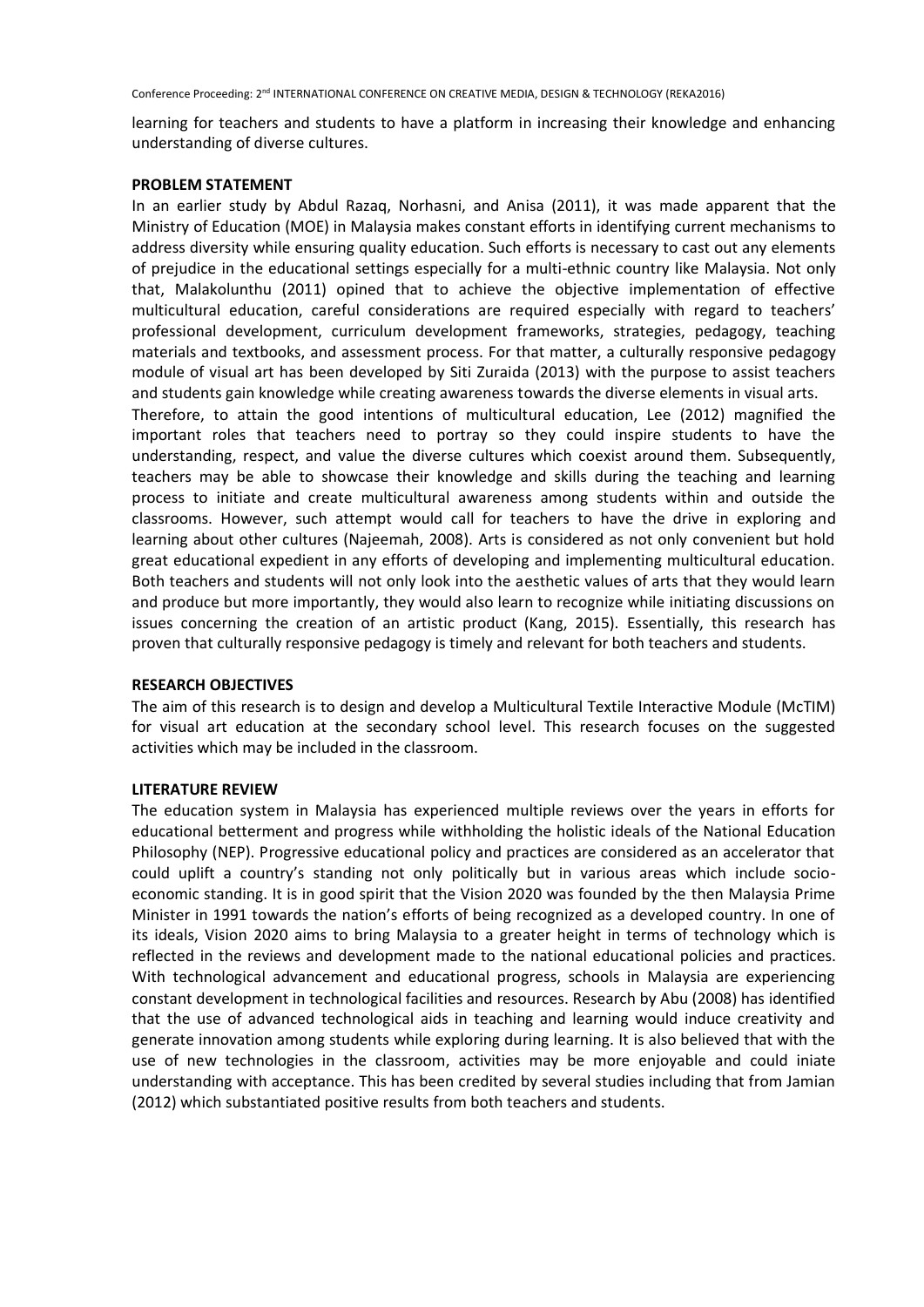learning for teachers and students to have a platform in increasing their knowledge and enhancing understanding of diverse cultures.

## PROBLEM STATEMENT

In an earlier study by Abdul Razaq, Norhasni, and Anisa (2011), it was made apparent that the Ministry of Education (MOE) in Malaysia makes constant efforts in identifying current mechanisms to address diversity while ensuring quality education. Such efforts is necessary to cast out any elements of prejudice in the educational settings especially for a multi-ethnic country like Malaysia. Not only that, Malakolunthu (2011) opined that to achieve the objective implementation of effective multicultural education, careful considerations are required especially with regard to teachers' professional development, curriculum development frameworks, strategies, pedagogy, teaching materials and textbooks, and assessment process. For that matter, a culturally responsive pedagogy module of visual art has been developed by Siti Zuraida (2013) with the purpose to assist teachers and students gain knowledge while creating awareness towards the diverse elements in visual arts.

Therefore, to attain the good intentions of multicultural education, Lee (2012) magnified the important roles that teachers need to portray so they could inspire students to have the understanding, respect, and value the diverse cultures which coexist around them. Subsequently, teachers may be able to showcase their knowledge and skills during the teaching and learning process to initiate and create multicultural awareness among students within and outside the classrooms. However, such attempt would call for teachers to have the drive in exploring and learning about other cultures (Najeemah, 2008). Arts is considered as not only convenient but hold great educational expedient in any efforts of developing and implementing multicultural education. Both teachers and students will not only look into the aesthetic values of arts that they would learn and produce but more importantly, they would also learn to recognize while initiating discussions on issues concerning the creation of an artistic product (Kang, 2015). Essentially, this research has proven that culturally responsive pedagogy is timely and relevant for both teachers and students.

## RESEARCH OBJECTIVES

The aim of this research is to design and develop a Multicultural Textile Interactive Module (McTIM) for visual art education at the secondary school level. This research focuses on the suggested activities which may be included in the classroom.

## LITERATURE REVIEW

The education system in Malaysia has experienced multiple reviews over the years in efforts for educational betterment and progress while withholding the holistic ideals of the National Education Philosophy (NEP). Progressive educational policy and practices are considered as an accelerator that could uplift a country's standing not only politically but in various areas which include socio-economic standing. It is in good spirit that the Vision 2020 was founded by the then Malaysia Prime Minister in 1991 towards the nation's efforts of being recognized as a developed country. In one of its ideals, Vision 2020 aims to bring Malaysia to a greater height in terms of technology which is reflected in the reviews and development made to the national educational policies and practices. With technological advancement and educational progress, schools in Malaysia are experiencing constant development in technological facilities and resources. Research by Abu (2008) has identified that the use of advanced technological aids in teaching and learning would induce creativity and generate innovation among students while exploring during learning. It is also believed that with the use of new technologies in the classroom, activities may be more enjoyable and could iniate understanding with acceptance. This has been credited by several studies including that from Jamian (2012) which substantiated positive results from both teachers and students.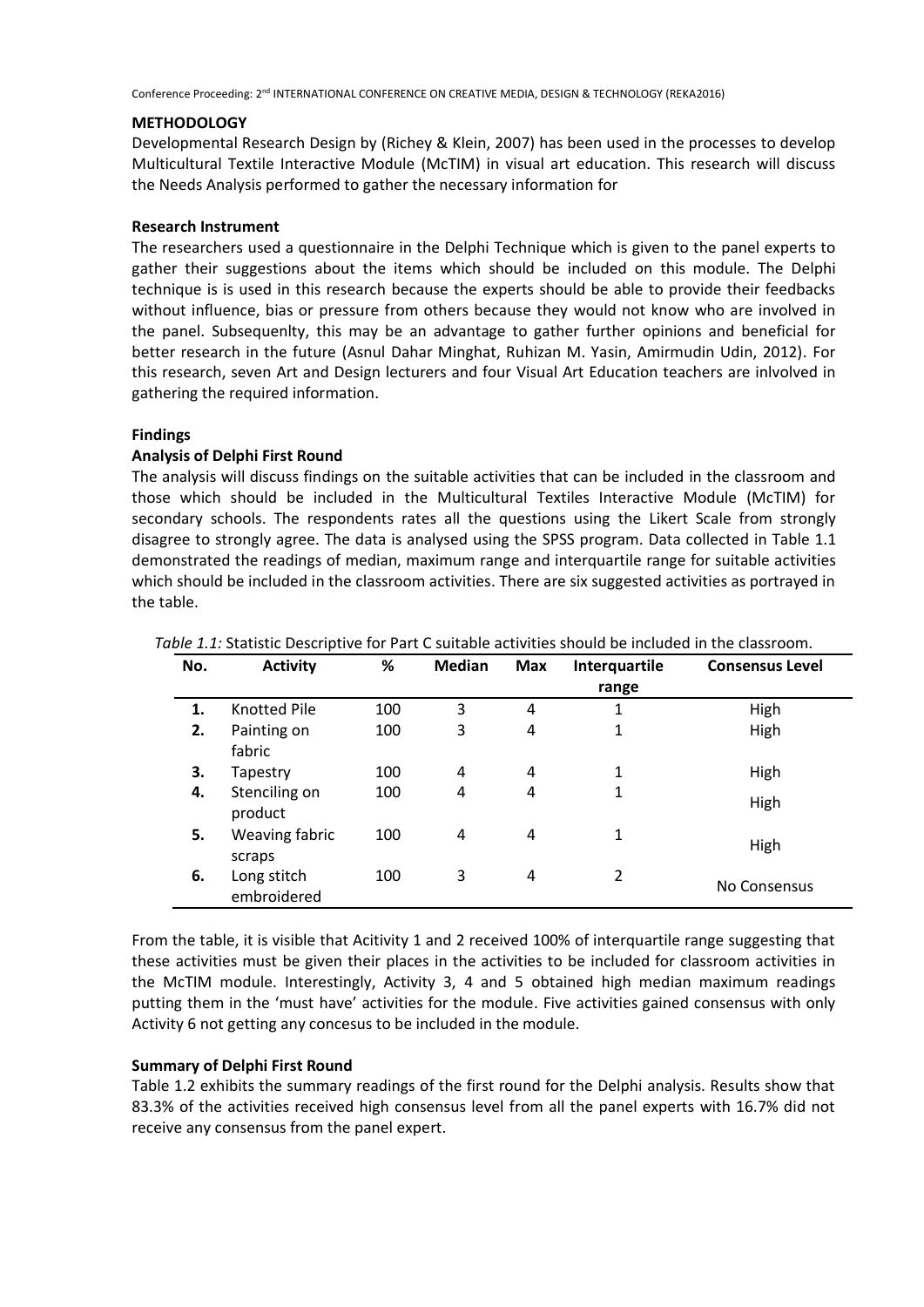**METHODOLOGY**

Developmental Research Design by (Richey & Klein, 2007) has been used in the processes to develop Multicultural Textile Interactive Module (McTIM) in visual art education. This research will discuss the Needs Analysis performed to gather the necessary information for

**Research Instrument**

The researchers used a questionnaire in the Delphi Technique which is given to the panel experts to gather their suggestions about the items which should be included on this module. The Delphi technique is is used in this research because the experts should be able to provide their feedbacks without influence, bias or pressure from others because they would not know who are involved in the panel. Subsequenlty, this may be an advantage to gather further opinions and beneficial for better research in the future (Asnul Dahar Minghat, Ruhizan M. Yasin, Amirmudin Udin, 2012). For this research, seven Art and Design lecturers and four Visual Art Education teachers are inlvolved in gathering the required information.

**Findings**

**Analysis of Delphi First Round**

The analysis will discuss findings on the suitable activities that can be included in the classroom and those which should be included in the Multicultural Textiles Interactive Module (McTIM) for secondary schools. The respondents rates all the questions using the Likert Scale from strongly disagree to strongly agree. The data is analysed using the SPSS program. Data collected in Table 1.1 demonstrated the readings of median, maximum range and interquartile range for suitable activities which should be included in the classroom activities. There are six suggested activities as portrayed in the table.

*Table 1.1:* Statistic Descriptive for Part C suitable activities should be included in the classroom.

| No. | Activity | % | Median | Max | Interquartile range | Consensus Level |
|---|---|---|---|---|---|---|
| **1.** | Knotted Pile | 100 | 3 | 4 | 1 | High |
| **2.** | Painting on fabric | 100 | 3 | 4 | 1 | High |
| **3.** | Tapestry | 100 | 4 | 4 | 1 | High |
| **4.** | Stenciling on product | 100 | 4 | 4 | 1 | High |
| **5.** | Weaving fabric scraps | 100 | 4 | 4 | 1 | High |
| **6.** | Long stitch embroidered | 100 | 3 | 4 | 2 | No Consensus |

From the table, it is visible that Acitivity 1 and 2 received 100% of interquartile range suggesting that these activities must be given their places in the activities to be included for classroom activities in the McTIM module. Interestingly, Activity 3, 4 and 5 obtained high median maximum readings putting them in the 'must have' activities for the module. Five activities gained consensus with only Activity 6 not getting any concesus to be included in the module.

**Summary of Delphi First Round**

Table 1.2 exhibits the summary readings of the first round for the Delphi analysis. Results show that 83.3% of the activities received high consensus level from all the panel experts with 16.7% did not receive any consensus from the panel expert.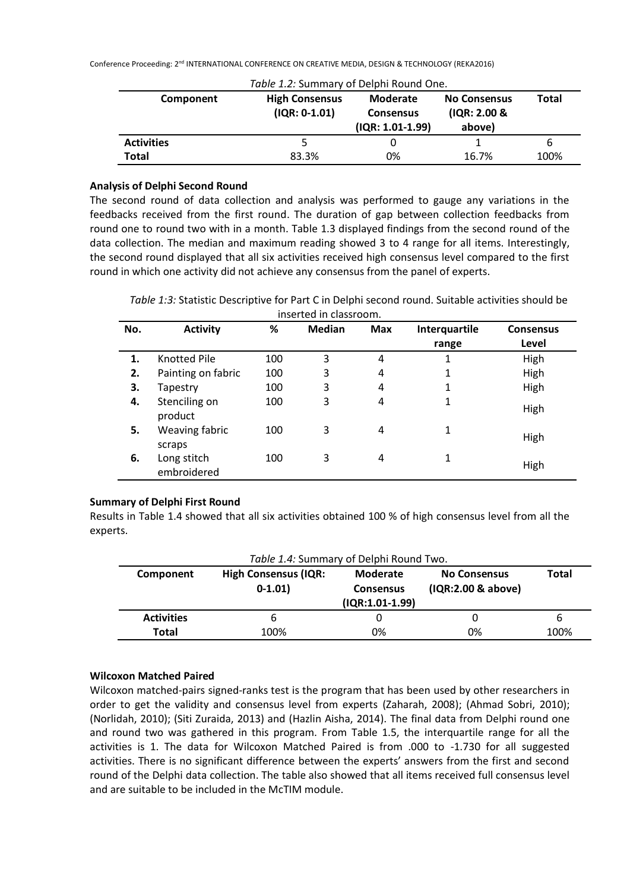*Table 1.2:* Summary of Delphi Round One.

| Component | High Consensus (IQR: 0-1.01) | Moderate Consensus (IQR: 1.01-1.99) | No Consensus (IQR: 2.00 & above) | Total |
|---|---|---|---|---|
| **Activities** | 5 | 0 | 1 | 6 |
| **Total** | 83.3% | 0% | 16.7% | 100% |

**Analysis of Delphi Second Round**

The second round of data collection and analysis was performed to gauge any variations in the feedbacks received from the first round. The duration of gap between collection feedbacks from round one to round two with in a month. Table 1.3 displayed findings from the second round of the data collection. The median and maximum reading showed 3 to 4 range for all items. Interestingly, the second round displayed that all six activities received high consensus level compared to the first round in which one activity did not achieve any consensus from the panel of experts.

*Table 1:3:* Statistic Descriptive for Part C in Delphi second round. Suitable activities should be inserted in classroom.

| No. | Activity | % | Median | Max | Interquartile range | Consensus Level |
|---|---|---|---|---|---|---|
| **1.** | Knotted Pile | 100 | 3 | 4 | 1 | High |
| **2.** | Painting on fabric | 100 | 3 | 4 | 1 | High |
| **3.** | Tapestry | 100 | 3 | 4 | 1 | High |
| **4.** | Stenciling on product | 100 | 3 | 4 | 1 | High |
| **5.** | Weaving fabric scraps | 100 | 3 | 4 | 1 | High |
| **6.** | Long stitch embroidered | 100 | 3 | 4 | 1 | High |

**Summary of Delphi First Round**

Results in Table 1.4 showed that all six activities obtained 100 % of high consensus level from all the experts.

*Table 1.4:* Summary of Delphi Round Two.

| Component | High Consensus (IQR: 0-1.01) | Moderate Consensus (IQR:1.01-1.99) | No Consensus (IQR:2.00 & above) | Total |
|---|---|---|---|---|
| **Activities** | 6 | 0 | 0 | 6 |
| **Total** | 100% | 0% | 0% | 100% |

**Wilcoxon Matched Paired**

Wilcoxon matched-pairs signed-ranks test is the program that has been used by other researchers in order to get the validity and consensus level from experts (Zaharah, 2008); (Ahmad Sobri, 2010); (Norlidah, 2010); (Siti Zuraida, 2013) and (Hazlin Aisha, 2014). The final data from Delphi round one and round two was gathered in this program. From Table 1.5, the interquartile range for all the activities is 1. The data for Wilcoxon Matched Paired is from .000 to -1.730 for all suggested activities. There is no significant difference between the experts' answers from the first and second round of the Delphi data collection. The table also showed that all items received full consensus level and are suitable to be included in the McTIM module.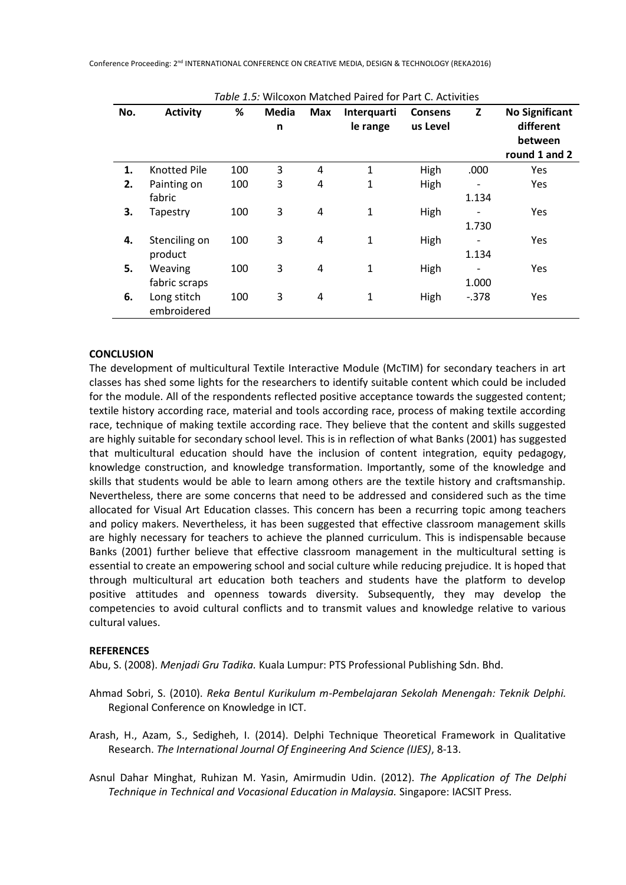*Table 1.5:* Wilcoxon Matched Paired for Part C. Activities

| No. | Activity | % | Median | Max | Interquartile range | Consensus Level | Z | No Significant different between round 1 and 2 |
|---|---|---|---|---|---|---|---|---|
| **1.** | Knotted Pile | 100 | 3 | 4 | 1 | High | .000 | Yes |
| **2.** | Painting on fabric | 100 | 3 | 4 | 1 | High | -1.134 | Yes |
| **3.** | Tapestry | 100 | 3 | 4 | 1 | High | -1.730 | Yes |
| **4.** | Stenciling on product | 100 | 3 | 4 | 1 | High | -1.134 | Yes |
| **5.** | Weaving fabric scraps | 100 | 3 | 4 | 1 | High | -1.000 | Yes |
| **6.** | Long stitch embroidered | 100 | 3 | 4 | 1 | High | -.378 | Yes |

**CONCLUSION**

The development of multicultural Textile Interactive Module (McTIM) for secondary teachers in art classes has shed some lights for the researchers to identify suitable content which could be included for the module. All of the respondents reflected positive acceptance towards the suggested content; textile history according race, material and tools according race, process of making textile according race, technique of making textile according race. They believe that the content and skills suggested are highly suitable for secondary school level. This is in reflection of what Banks (2001) has suggested that multicultural education should have the inclusion of content integration, equity pedagogy, knowledge construction, and knowledge transformation. Importantly, some of the knowledge and skills that students would be able to learn among others are the textile history and craftsmanship. Nevertheless, there are some concerns that need to be addressed and considered such as the time allocated for Visual Art Education classes. This concern has been a recurring topic among teachers and policy makers. Nevertheless, it has been suggested that effective classroom management skills are highly necessary for teachers to achieve the planned curriculum. This is indispensable because Banks (2001) further believe that effective classroom management in the multicultural setting is essential to create an empowering school and social culture while reducing prejudice. It is hoped that through multicultural art education both teachers and students have the platform to develop positive attitudes and openness towards diversity. Subsequently, they may develop the competencies to avoid cultural conflicts and to transmit values and knowledge relative to various cultural values.

**REFERENCES**

Abu, S. (2008). *Menjadi Gru Tadika.* Kuala Lumpur: PTS Professional Publishing Sdn. Bhd.

Ahmad Sobri, S. (2010). *Reka Bentul Kurikulum m-Pembelajaran Sekolah Menengah: Teknik Delphi.* Regional Conference on Knowledge in ICT.

Arash, H., Azam, S., Sedigheh, I. (2014). Delphi Technique Theoretical Framework in Qualitative Research. *The International Journal Of Engineering And Science (IJES)*, 8-13.

Asnul Dahar Minghat, Ruhizan M. Yasin, Amirmudin Udin. (2012). *The Application of The Delphi Technique in Technical and Vocasional Education in Malaysia.* Singapore: IACSIT Press.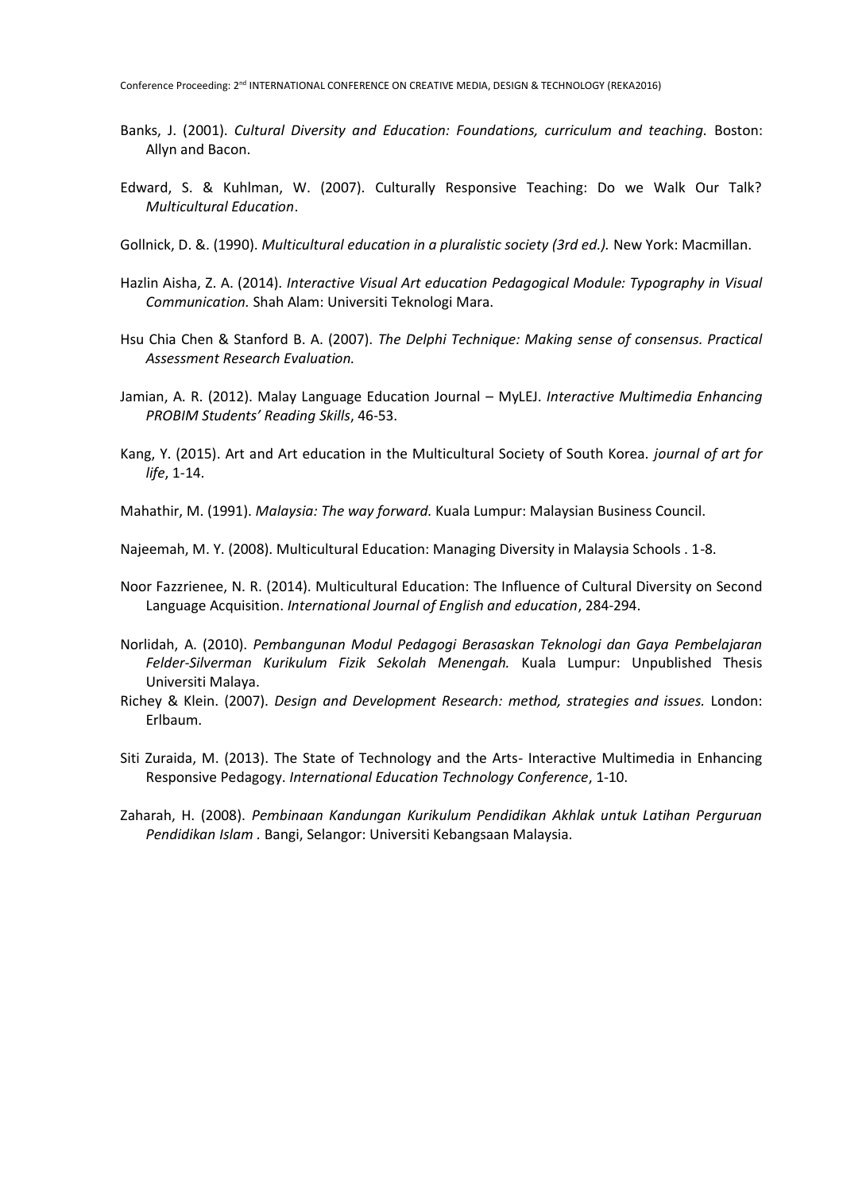Banks, J. (2001). *Cultural Diversity and Education: Foundations, curriculum and teaching.* Boston: Allyn and Bacon.

Edward, S. & Kuhlman, W. (2007). Culturally Responsive Teaching: Do we Walk Our Talk? *Multicultural Education*.

Gollnick, D. &. (1990). *Multicultural education in a pluralistic society (3rd ed.).* New York: Macmillan.

Hazlin Aisha, Z. A. (2014). *Interactive Visual Art education Pedagogical Module: Typography in Visual Communication.* Shah Alam: Universiti Teknologi Mara.

Hsu Chia Chen & Stanford B. A. (2007). *The Delphi Technique: Making sense of consensus. Practical Assessment Research Evaluation.*

Jamian, A. R. (2012). Malay Language Education Journal – MyLEJ. *Interactive Multimedia Enhancing PROBIM Students' Reading Skills*, 46-53.

Kang, Y. (2015). Art and Art education in the Multicultural Society of South Korea. *journal of art for life*, 1-14.

Mahathir, M. (1991). *Malaysia: The way forward.* Kuala Lumpur: Malaysian Business Council.

Najeemah, M. Y. (2008). Multicultural Education: Managing Diversity in Malaysia Schools . 1-8.

Noor Fazzrienee, N. R. (2014). Multicultural Education: The Influence of Cultural Diversity on Second Language Acquisition. *International Journal of English and education*, 284-294.

Norlidah, A. (2010). *Pembangunan Modul Pedagogi Berasaskan Teknologi dan Gaya Pembelajaran Felder-Silverman Kurikulum Fizik Sekolah Menengah.* Kuala Lumpur: Unpublished Thesis Universiti Malaya.

Richey & Klein. (2007). *Design and Development Research: method, strategies and issues.* London: Erlbaum.

Siti Zuraida, M. (2013). The State of Technology and the Arts- Interactive Multimedia in Enhancing Responsive Pedagogy. *International Education Technology Conference*, 1-10.

Zaharah, H. (2008). *Pembinaan Kandungan Kurikulum Pendidikan Akhlak untuk Latihan Perguruan Pendidikan Islam* . Bangi, Selangor: Universiti Kebangsaan Malaysia.